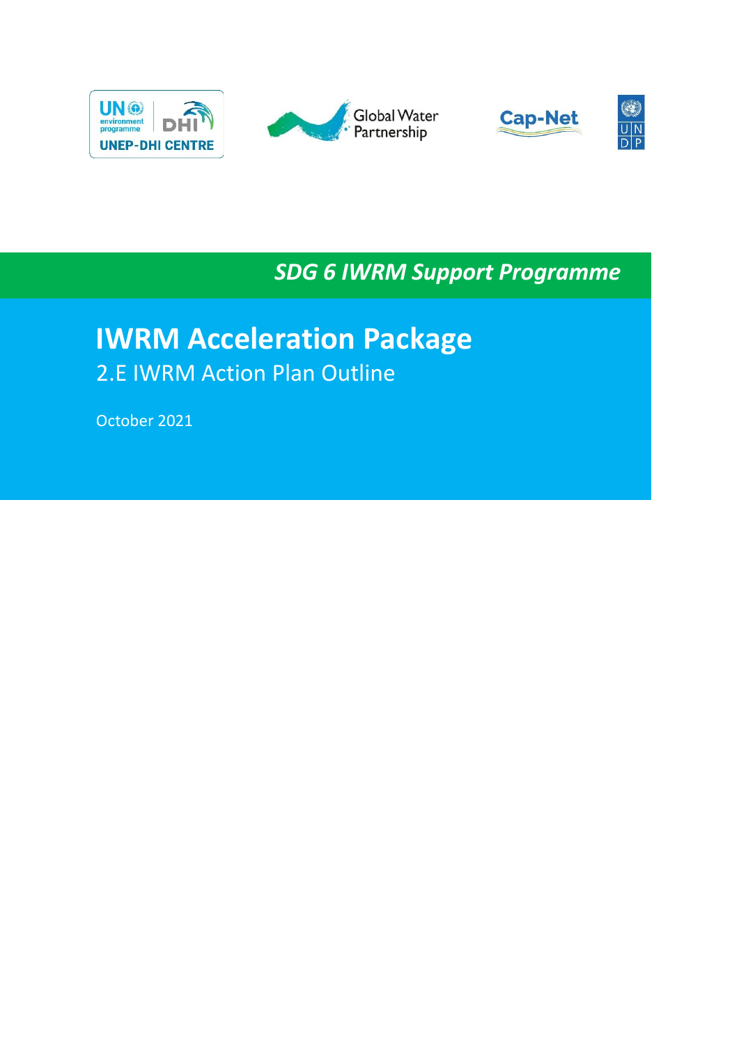UNEP-DHI CENTRE

Global Water Partnership

Cap-Net

UNDP

*SDG 6 IWRM Support Programme*

# IWRM Acceleration Package

## 2.E IWRM Action Plan Outline

October 2021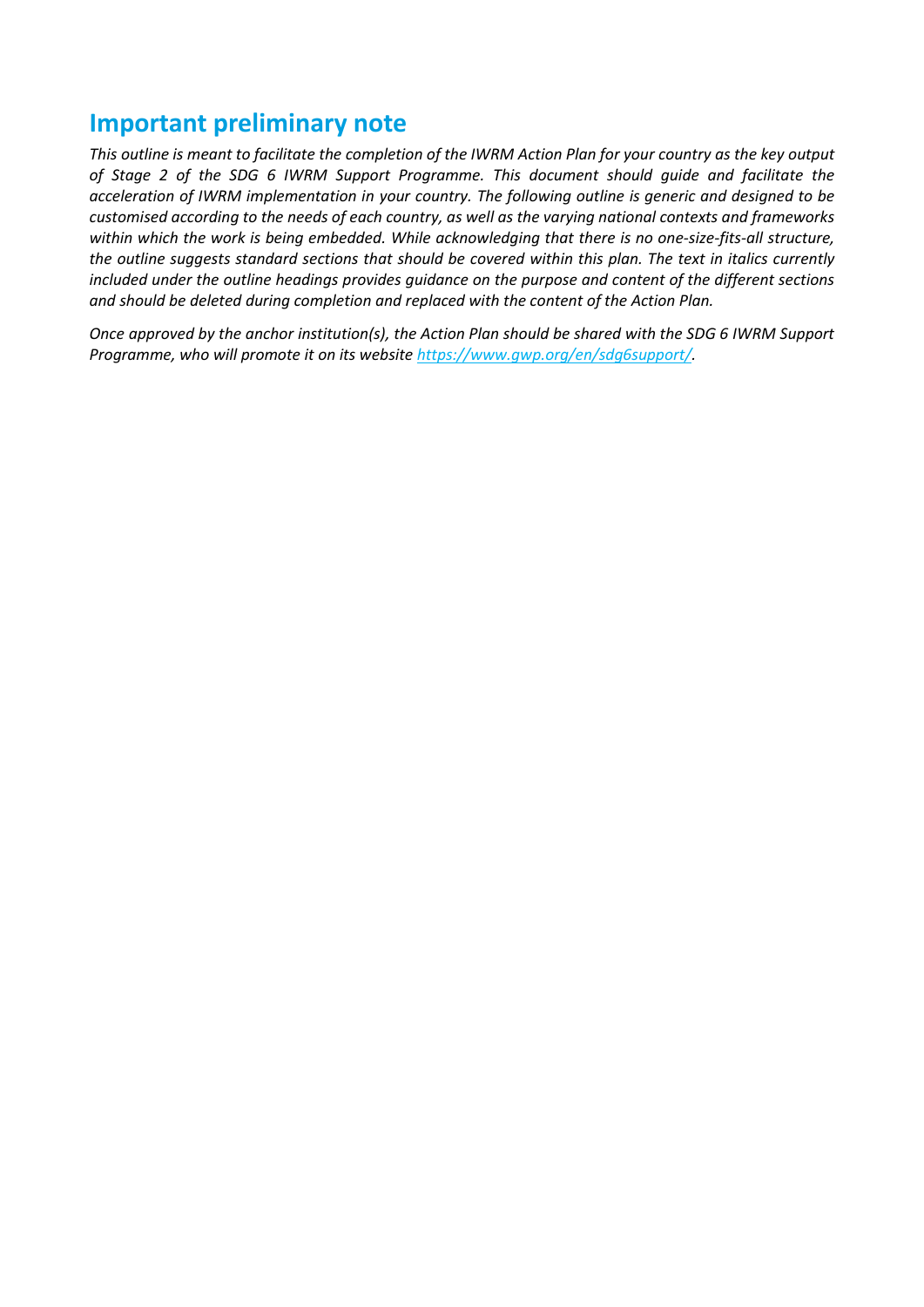## Important preliminary note

*This outline is meant to facilitate the completion of the IWRM Action Plan for your country as the key output of Stage 2 of the SDG 6 IWRM Support Programme. This document should guide and facilitate the acceleration of IWRM implementation in your country. The following outline is generic and designed to be customised according to the needs of each country, as well as the varying national contexts and frameworks within which the work is being embedded. While acknowledging that there is no one-size-fits-all structure, the outline suggests standard sections that should be covered within this plan. The text in italics currently included under the outline headings provides guidance on the purpose and content of the different sections and should be deleted during completion and replaced with the content of the Action Plan.*

*Once approved by the anchor institution(s), the Action Plan should be shared with the SDG 6 IWRM Support Programme, who will promote it on its website [https://www.gwp.org/en/sdg6support/](https://www.gwp.org/en/sdg6support/).*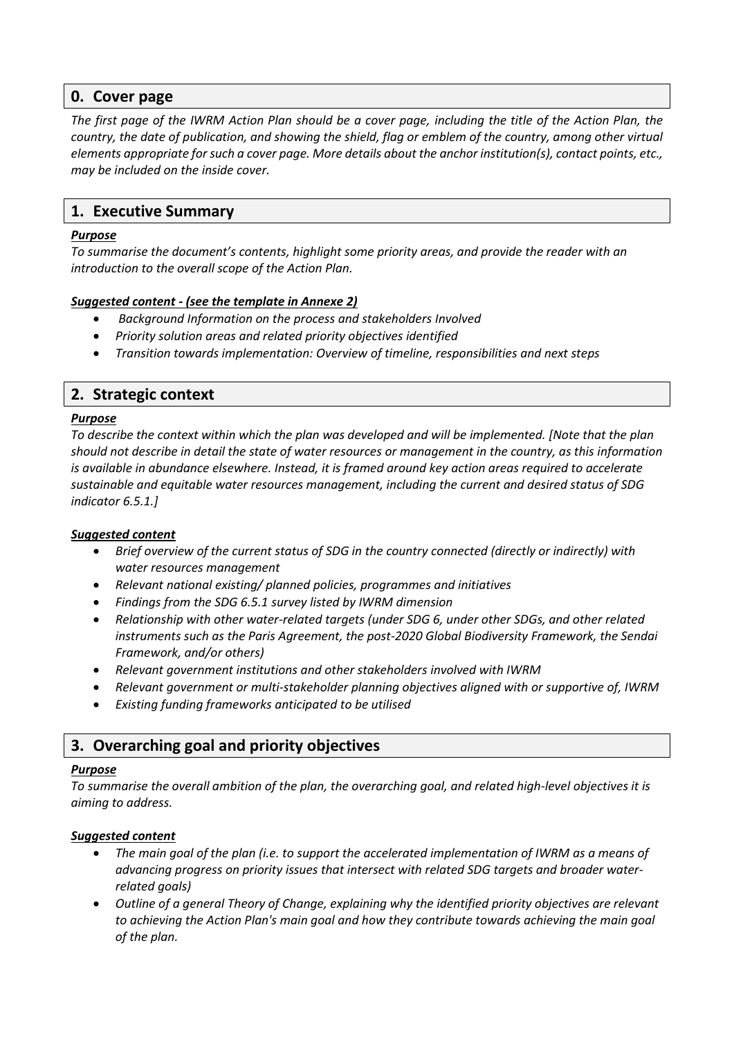## 0. Cover page

*The first page of the IWRM Action Plan should be a cover page, including the title of the Action Plan, the country, the date of publication, and showing the shield, flag or emblem of the country, among other virtual elements appropriate for such a cover page. More details about the anchor institution(s), contact points, etc., may be included on the inside cover.*

## 1. Executive Summary

***Purpose***

*To summarise the document's contents, highlight some priority areas, and provide the reader with an introduction to the overall scope of the Action Plan.*

***Suggested content - (see the template in Annexe 2)***

- *Background Information on the process and stakeholders Involved*
- *Priority solution areas and related priority objectives identified*
- *Transition towards implementation: Overview of timeline, responsibilities and next steps*

## 2. Strategic context

***Purpose***

*To describe the context within which the plan was developed and will be implemented. [Note that the plan should not describe in detail the state of water resources or management in the country, as this information is available in abundance elsewhere. Instead, it is framed around key action areas required to accelerate sustainable and equitable water resources management, including the current and desired status of SDG indicator 6.5.1.]*

***Suggested content***

- *Brief overview of the current status of SDG in the country connected (directly or indirectly) with water resources management*
- *Relevant national existing/ planned policies, programmes and initiatives*
- *Findings from the SDG 6.5.1 survey listed by IWRM dimension*
- *Relationship with other water-related targets (under SDG 6, under other SDGs, and other related instruments such as the Paris Agreement, the post-2020 Global Biodiversity Framework, the Sendai Framework, and/or others)*
- *Relevant government institutions and other stakeholders involved with IWRM*
- *Relevant government or multi-stakeholder planning objectives aligned with or supportive of, IWRM*
- *Existing funding frameworks anticipated to be utilised*

## 3. Overarching goal and priority objectives

***Purpose***

*To summarise the overall ambition of the plan, the overarching goal, and related high-level objectives it is aiming to address.*

***Suggested content***

- *The main goal of the plan (i.e. to support the accelerated implementation of IWRM as a means of advancing progress on priority issues that intersect with related SDG targets and broader water-related goals)*
- *Outline of a general Theory of Change, explaining why the identified priority objectives are relevant to achieving the Action Plan's main goal and how they contribute towards achieving the main goal of the plan.*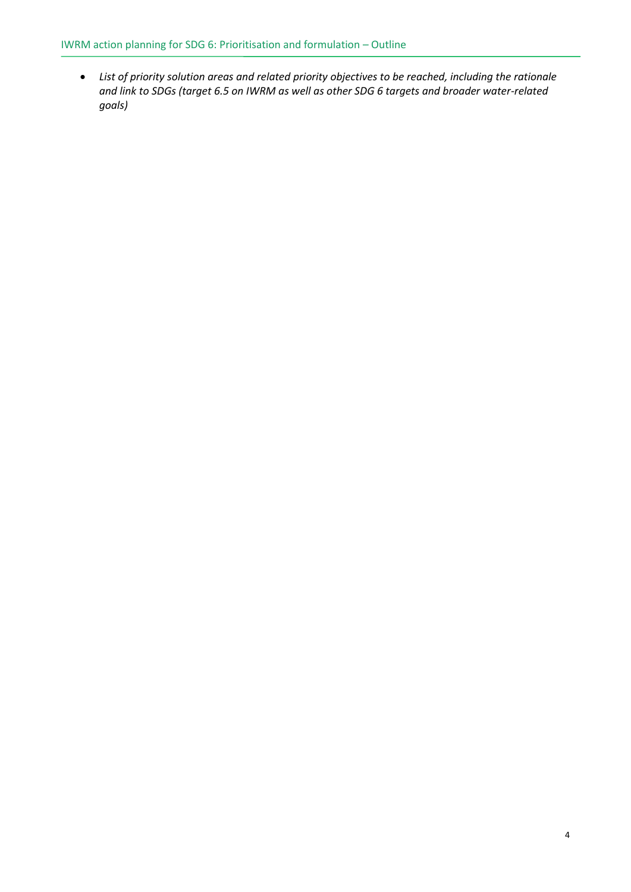- *List of priority solution areas and related priority objectives to be reached, including the rationale and link to SDGs (target 6.5 on IWRM as well as other SDG 6 targets and broader water-related goals)*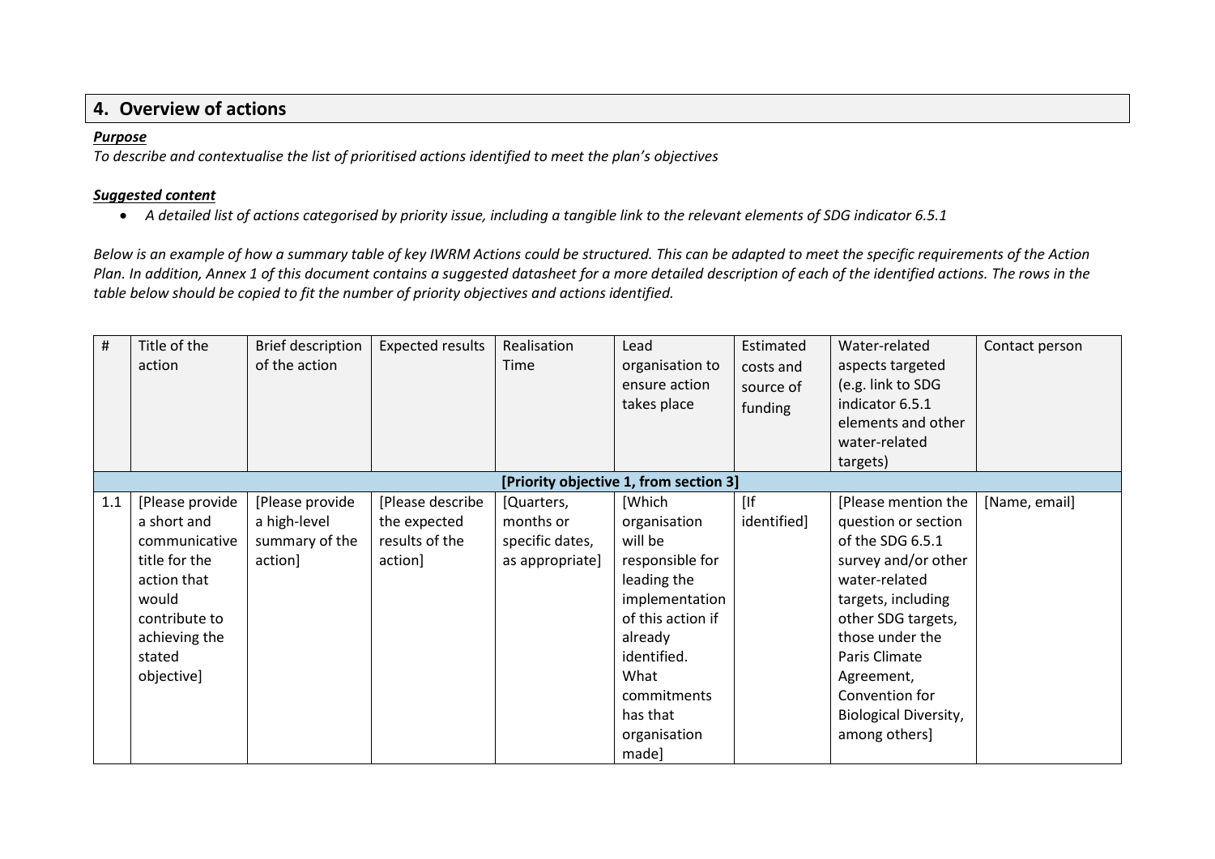## 4. Overview of actions

***Purpose***

*To describe and contextualise the list of prioritised actions identified to meet the plan's objectives*

***Suggested content***

- *A detailed list of actions categorised by priority issue, including a tangible link to the relevant elements of SDG indicator 6.5.1*

*Below is an example of how a summary table of key IWRM Actions could be structured. This can be adapted to meet the specific requirements of the Action Plan. In addition, Annex 1 of this document contains a suggested datasheet for a more detailed description of each of the identified actions. The rows in the table below should be copied to fit the number of priority objectives and actions identified.*

| # | Title of the action | Brief description of the action | Expected results | Realisation Time | Lead organisation to ensure action takes place | Estimated costs and source of funding | Water-related aspects targeted (e.g. link to SDG indicator 6.5.1 elements and other water-related targets) | Contact person |
|---|---|---|---|---|---|---|---|---|
| **[Priority objective 1, from section 3]** | | | | | | | | |
| 1.1 | [Please provide a short and communicative title for the action that would contribute to achieving the stated objective] | [Please provide a high-level summary of the action] | [Please describe the expected results of the action] | [Quarters, months or specific dates, as appropriate] | [Which organisation will be responsible for leading the implementation of this action if already identified. What commitments has that organisation made] | [If identified] | [Please mention the question or section of the SDG 6.5.1 survey and/or other water-related targets, including other SDG targets, those under the Paris Climate Agreement, Convention for Biological Diversity, among others] | [Name, email] |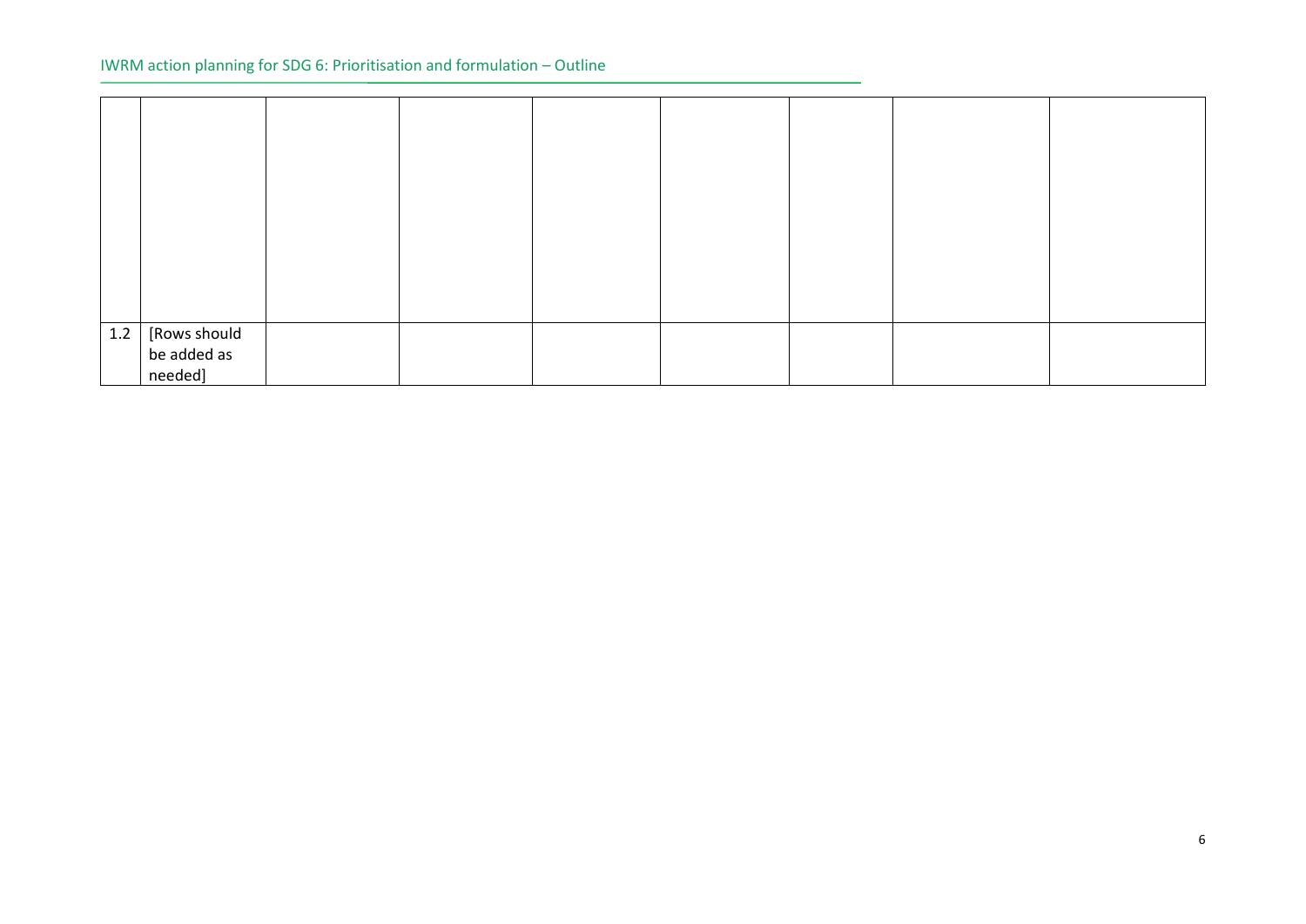|  |  |  |  |  |  |  |  |  |
|---|---|---|---|---|---|---|---|---|
|  |  |  |  |  |  |  |  |  |
| 1.2 | [Rows should be added as needed] |  |  |  |  |  |  |  |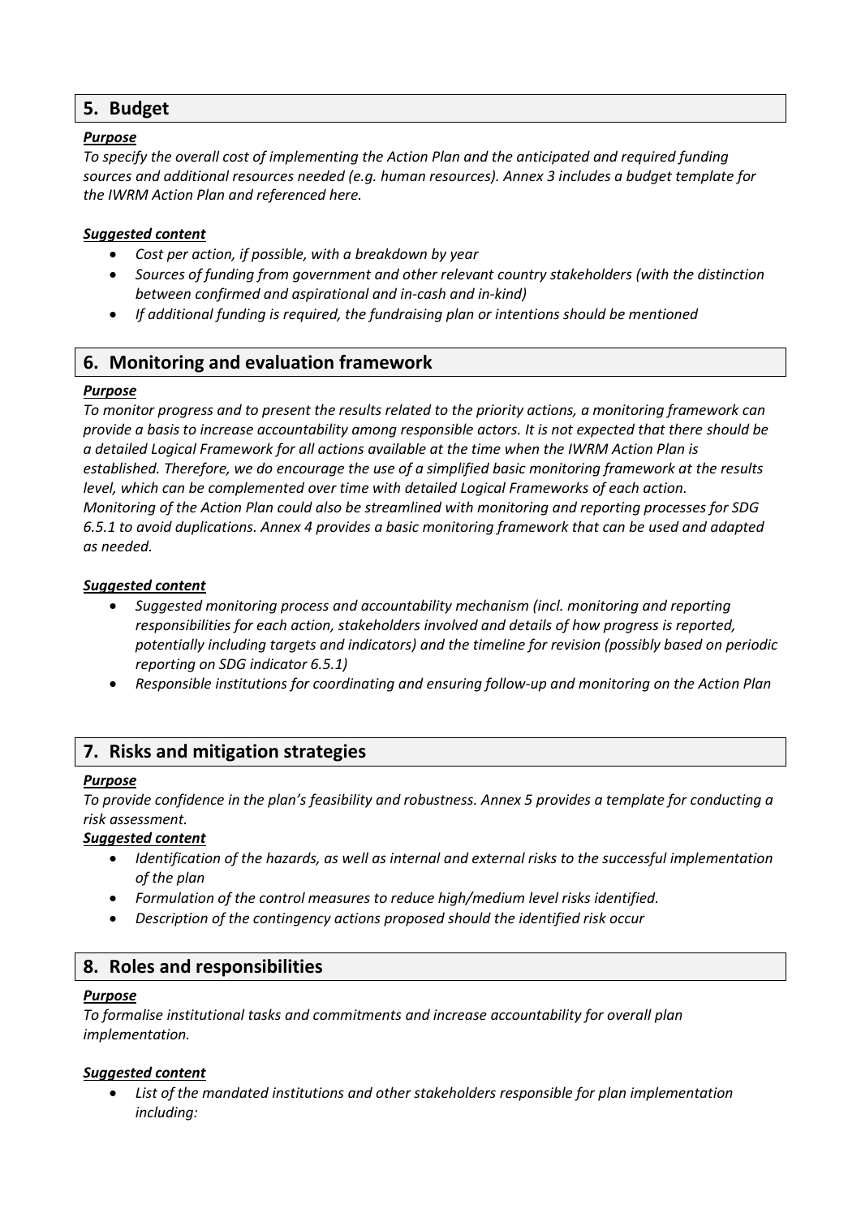## 5. Budget

***Purpose***

*To specify the overall cost of implementing the Action Plan and the anticipated and required funding sources and additional resources needed (e.g. human resources). Annex 3 includes a budget template for the IWRM Action Plan and referenced here.*

***Suggested content***

- *Cost per action, if possible, with a breakdown by year*
- *Sources of funding from government and other relevant country stakeholders (with the distinction between confirmed and aspirational and in-cash and in-kind)*
- *If additional funding is required, the fundraising plan or intentions should be mentioned*

## 6. Monitoring and evaluation framework

***Purpose***

*To monitor progress and to present the results related to the priority actions, a monitoring framework can provide a basis to increase accountability among responsible actors. It is not expected that there should be a detailed Logical Framework for all actions available at the time when the IWRM Action Plan is established. Therefore, we do encourage the use of a simplified basic monitoring framework at the results level, which can be complemented over time with detailed Logical Frameworks of each action. Monitoring of the Action Plan could also be streamlined with monitoring and reporting processes for SDG 6.5.1 to avoid duplications. Annex 4 provides a basic monitoring framework that can be used and adapted as needed.*

***Suggested content***

- *Suggested monitoring process and accountability mechanism (incl. monitoring and reporting responsibilities for each action, stakeholders involved and details of how progress is reported, potentially including targets and indicators) and the timeline for revision (possibly based on periodic reporting on SDG indicator 6.5.1)*
- *Responsible institutions for coordinating and ensuring follow-up and monitoring on the Action Plan*

## 7. Risks and mitigation strategies

***Purpose***

*To provide confidence in the plan's feasibility and robustness. Annex 5 provides a template for conducting a risk assessment.*

***Suggested content***

- *Identification of the hazards, as well as internal and external risks to the successful implementation of the plan*
- *Formulation of the control measures to reduce high/medium level risks identified.*
- *Description of the contingency actions proposed should the identified risk occur*

## 8. Roles and responsibilities

***Purpose***

*To formalise institutional tasks and commitments and increase accountability for overall plan implementation.*

***Suggested content***

- *List of the mandated institutions and other stakeholders responsible for plan implementation including:*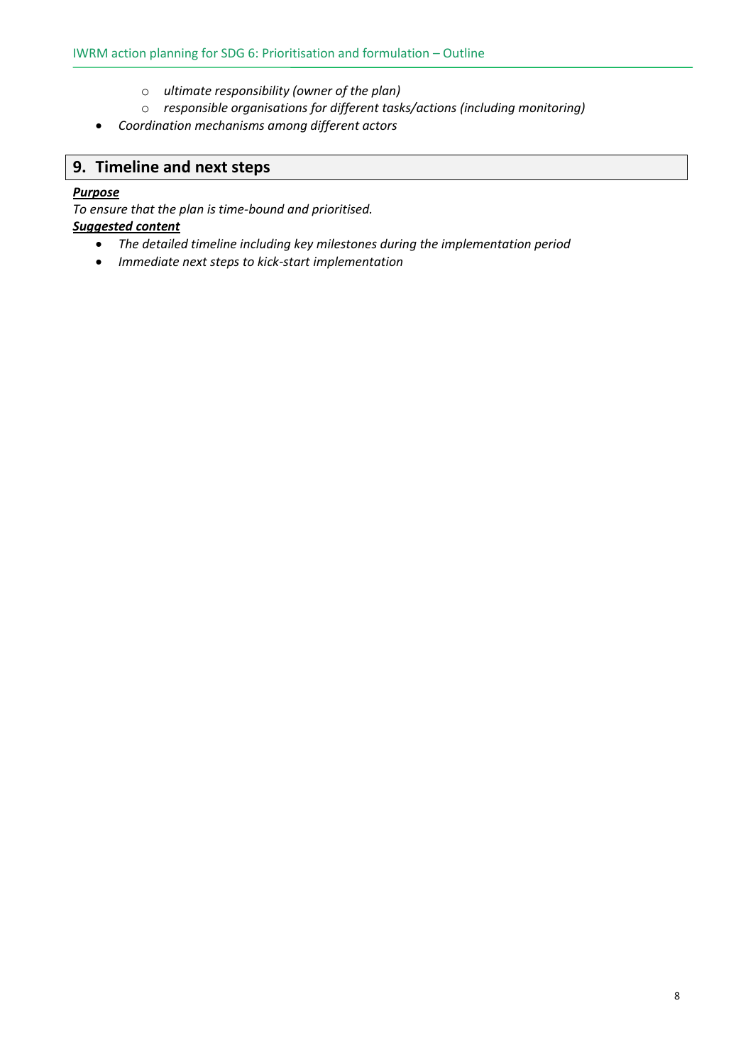- *ultimate responsibility (owner of the plan)*
  - *responsible organisations for different tasks/actions (including monitoring)*
- *Coordination mechanisms among different actors*

## 9. Timeline and next steps

***Purpose***

*To ensure that the plan is time-bound and prioritised.*

***Suggested content***

- *The detailed timeline including key milestones during the implementation period*
- *Immediate next steps to kick-start implementation*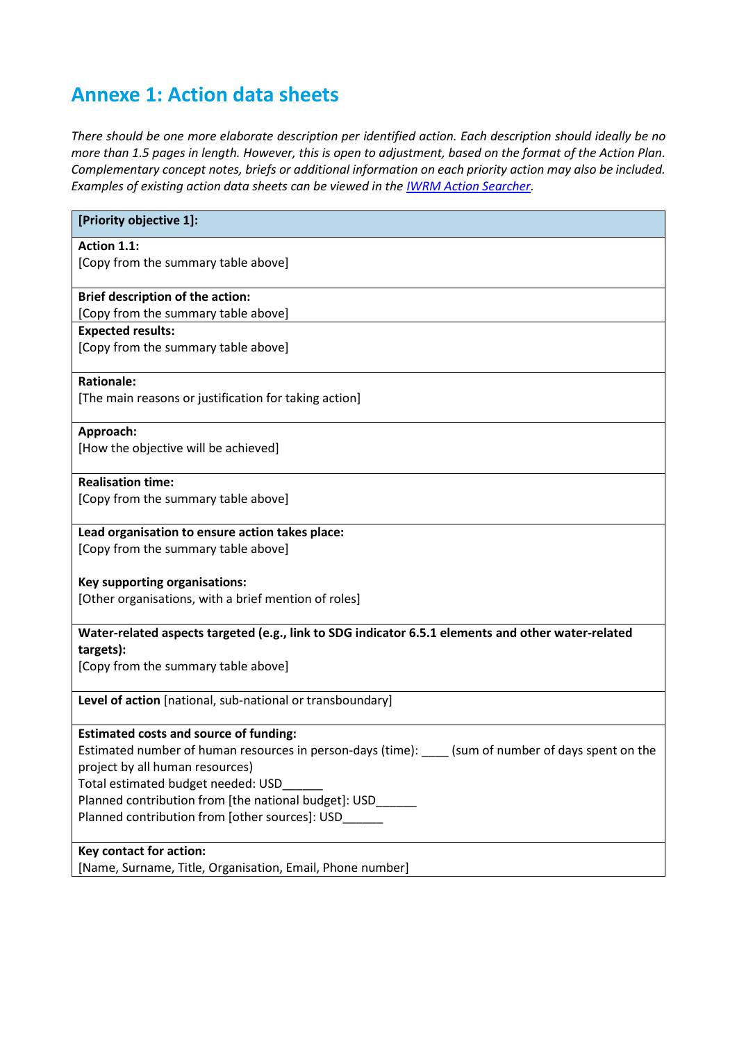## Annexe 1: Action data sheets

*There should be one more elaborate description per identified action. Each description should ideally be no more than 1.5 pages in length. However, this is open to adjustment, based on the format of the Action Plan. Complementary concept notes, briefs or additional information on each priority action may also be included. Examples of existing action data sheets can be viewed in the [IWRM Action Searcher](IWRM Action Searcher).*

| **[Priority objective 1]:** |
|---|
| **Action 1.1:**<br>[Copy from the summary table above] |
| **Brief description of the action:**<br>[Copy from the summary table above] |
| **Expected results:**<br>[Copy from the summary table above] |
| **Rationale:**<br>[The main reasons or justification for taking action] |
| **Approach:**<br>[How the objective will be achieved] |
| **Realisation time:**<br>[Copy from the summary table above] |
| **Lead organisation to ensure action takes place:**<br>[Copy from the summary table above]<br><br>**Key supporting organisations:**<br>[Other organisations, with a brief mention of roles] |
| **Water-related aspects targeted (e.g., link to SDG indicator 6.5.1 elements and other water-related targets):**<br>[Copy from the summary table above] |
| **Level of action** [national, sub-national or transboundary] |
| **Estimated costs and source of funding:**<br>Estimated number of human resources in person-days (time): ____ (sum of number of days spent on the project by all human resources)<br>Total estimated budget needed: USD______<br>Planned contribution from [the national budget]: USD______<br>Planned contribution from [other sources]: USD______ |
| **Key contact for action:**<br>[Name, Surname, Title, Organisation, Email, Phone number] |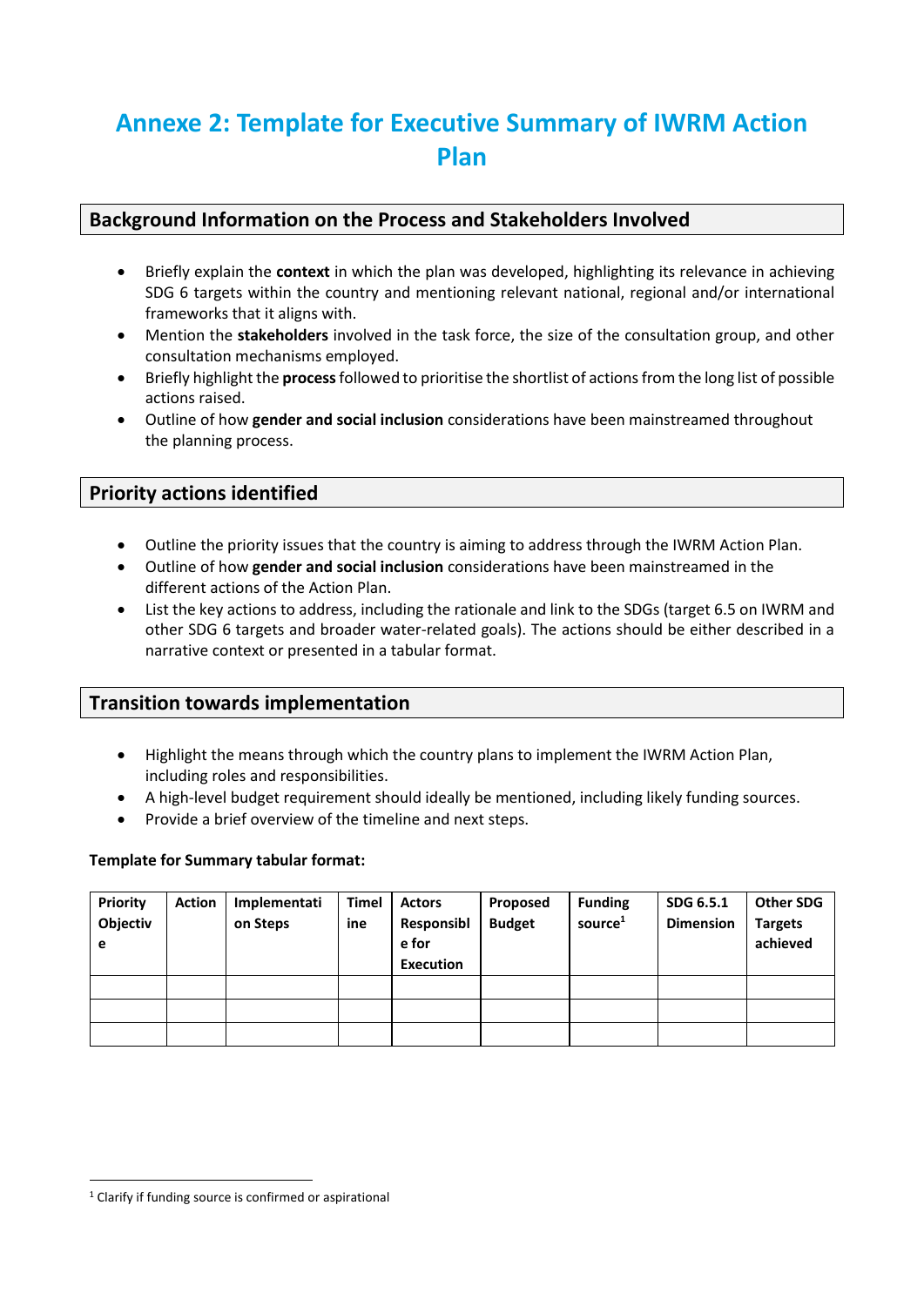# Annexe 2: Template for Executive Summary of IWRM Action Plan

## Background Information on the Process and Stakeholders Involved

- Briefly explain the **context** in which the plan was developed, highlighting its relevance in achieving SDG 6 targets within the country and mentioning relevant national, regional and/or international frameworks that it aligns with.
- Mention the **stakeholders** involved in the task force, the size of the consultation group, and other consultation mechanisms employed.
- Briefly highlight the **process** followed to prioritise the shortlist of actions from the long list of possible actions raised.
- Outline of how **gender and social inclusion** considerations have been mainstreamed throughout the planning process.

## Priority actions identified

- Outline the priority issues that the country is aiming to address through the IWRM Action Plan.
- Outline of how **gender and social inclusion** considerations have been mainstreamed in the different actions of the Action Plan.
- List the key actions to address, including the rationale and link to the SDGs (target 6.5 on IWRM and other SDG 6 targets and broader water-related goals). The actions should be either described in a narrative context or presented in a tabular format.

## Transition towards implementation

- Highlight the means through which the country plans to implement the IWRM Action Plan, including roles and responsibilities.
- A high-level budget requirement should ideally be mentioned, including likely funding sources.
- Provide a brief overview of the timeline and next steps.

**Template for Summary tabular format:**

| Priority Objective | Action | Implementation Steps | Timeline | Actors Responsible for Execution | Proposed Budget | Funding source[1] | SDG 6.5.1 Dimension | Other SDG Targets achieved |
|---|---|---|---|---|---|---|---|---|
| | | | | | | | | |
| | | | | | | | | |
| | | | | | | | | |

[1] Clarify if funding source is confirmed or aspirational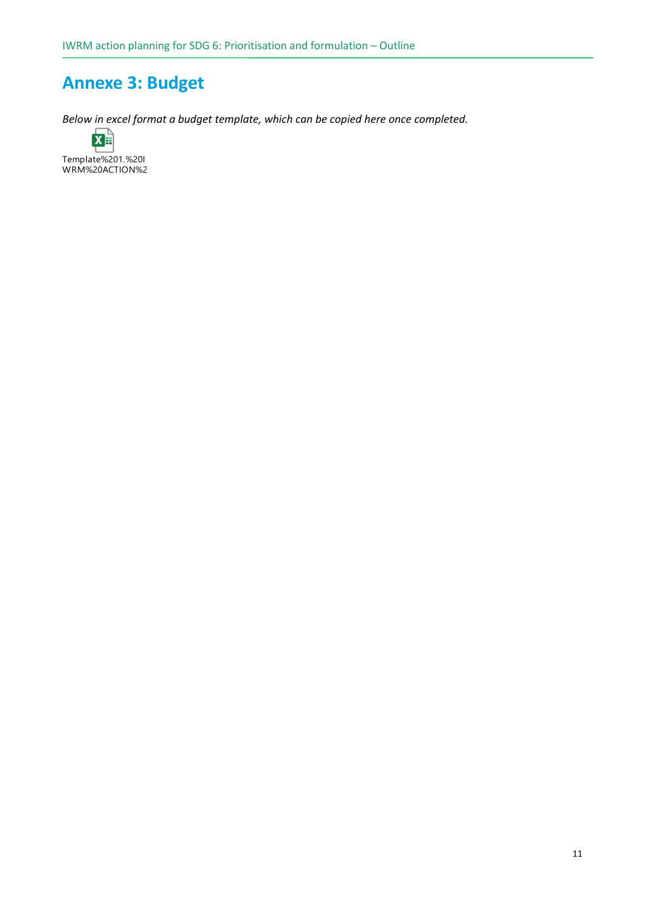# Annexe 3: Budget

*Below in excel format a budget template, which can be copied here once completed.*

Template%201.%20IWRM%20ACTION%2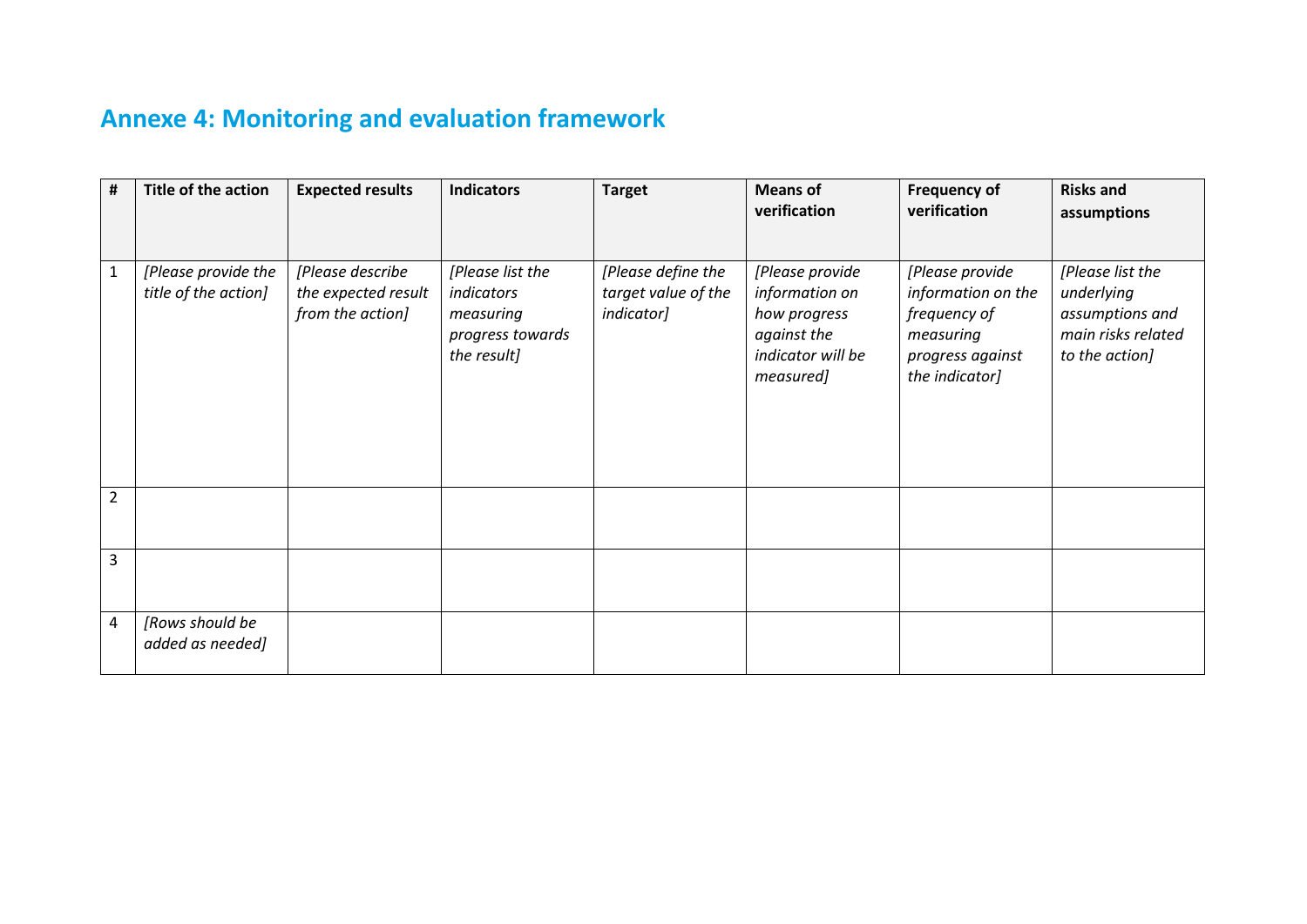## Annexe 4: Monitoring and evaluation framework

| # | Title of the action | Expected results | Indicators | Target | Means of verification | Frequency of verification | Risks and assumptions |
|---|---|---|---|---|---|---|---|
| 1 | *[Please provide the title of the action]* | *[Please describe the expected result from the action]* | *[Please list the indicators measuring progress towards the result]* | *[Please define the target value of the indicator]* | *[Please provide information on how progress against the indicator will be measured]* | *[Please provide information on the frequency of measuring progress against the indicator]* | *[Please list the underlying assumptions and main risks related to the action]* |
| 2 | | | | | | | |
| 3 | | | | | | | |
| 4 | *[Rows should be added as needed]* | | | | | | |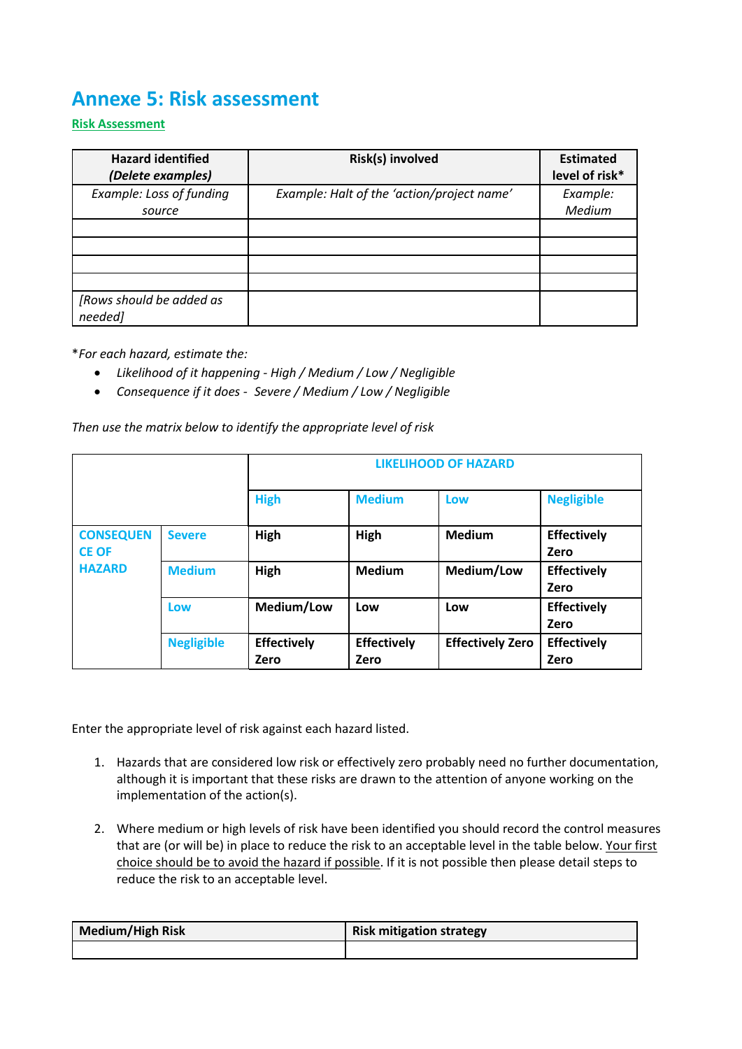# Annexe 5: Risk assessment

**Risk Assessment**

| **Hazard identified** ***(Delete examples)*** | **Risk(s) involved** | **Estimated level of risk*** |
|---|---|---|
| *Example: Loss of funding source* | *Example: Halt of the 'action/project name'* | *Example: Medium* |
| | | |
| | | |
| | | |
| | | |
| *[Rows should be added as needed]* | | |

*For each hazard, estimate the:

- *Likelihood of it happening - High / Medium / Low / Negligible*
- *Consequence if it does - Severe / Medium / Low / Negligible*

*Then use the matrix below to identify the appropriate level of risk*

| | | **LIKELIHOOD OF HAZARD** | | | |
|---|---|---|---|---|---|
| | | **High** | **Medium** | **Low** | **Negligible** |
| **CONSEQUENCE OF HAZARD** | **Severe** | **High** | **High** | **Medium** | **Effectively Zero** |
| | **Medium** | **High** | **Medium** | **Medium/Low** | **Effectively Zero** |
| | **Low** | **Medium/Low** | **Low** | **Low** | **Effectively Zero** |
| | **Negligible** | **Effectively Zero** | **Effectively Zero** | **Effectively Zero** | **Effectively Zero** |

Enter the appropriate level of risk against each hazard listed.

1. Hazards that are considered low risk or effectively zero probably need no further documentation, although it is important that these risks are drawn to the attention of anyone working on the implementation of the action(s).

2. Where medium or high levels of risk have been identified you should record the control measures that are (or will be) in place to reduce the risk to an acceptable level in the table below. Your first choice should be to avoid the hazard if possible. If it is not possible then please detail steps to reduce the risk to an acceptable level.

| **Medium/High Risk** | **Risk mitigation strategy** |
|---|---|
| | |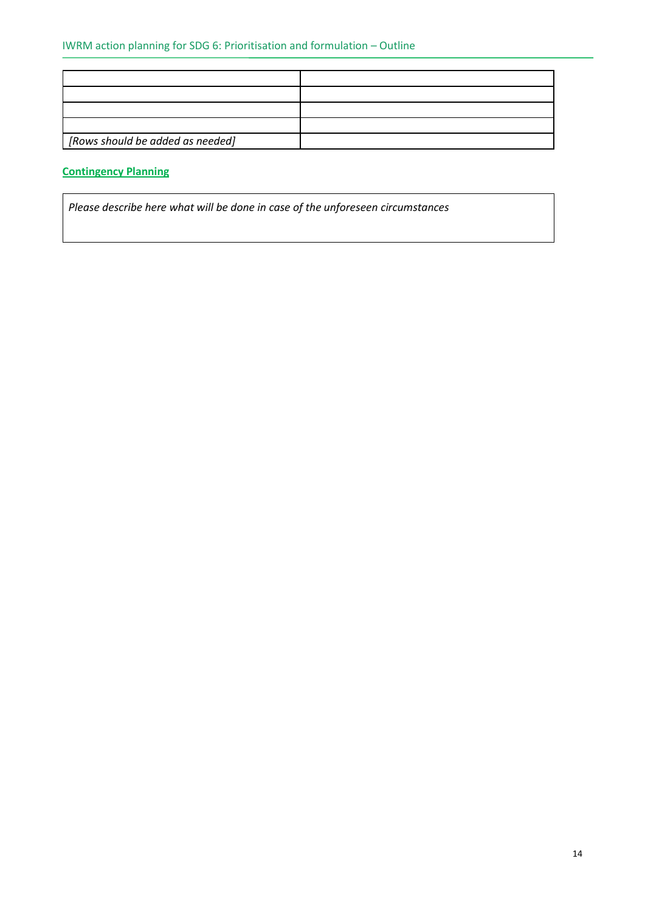| | |
|---|---|
| | |
| | |
| | |
| *[Rows should be added as needed]* | |

**Contingency Planning**

*Please describe here what will be done in case of the unforeseen circumstances*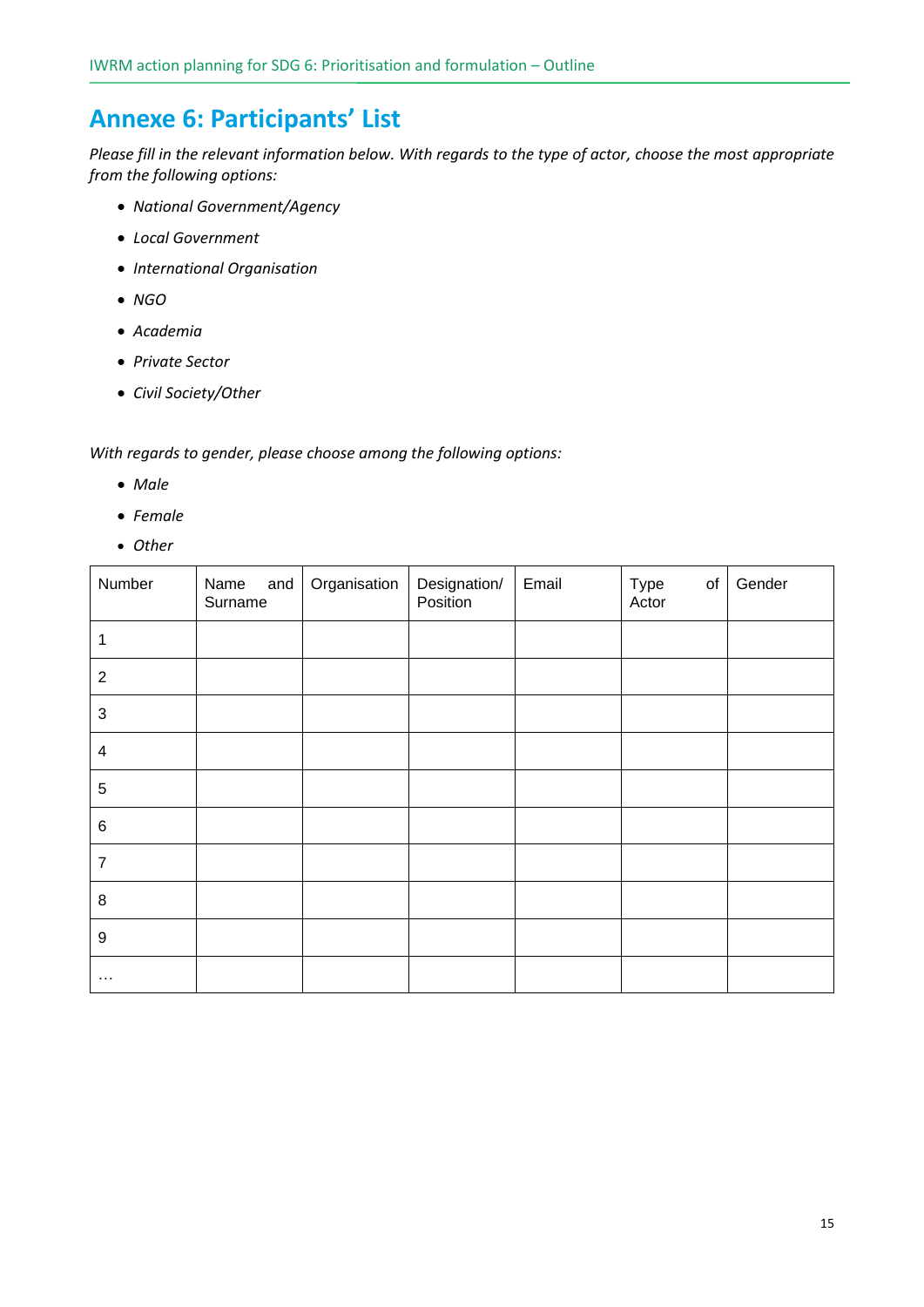# Annexe 6: Participants' List

*Please fill in the relevant information below. With regards to the type of actor, choose the most appropriate from the following options:*

- *National Government/Agency*
- *Local Government*
- *International Organisation*
- *NGO*
- *Academia*
- *Private Sector*
- *Civil Society/Other*

*With regards to gender, please choose among the following options:*

- *Male*
- *Female*
- *Other*

| Number | Name and Surname | Organisation | Designation/ Position | Email | Type of Actor | Gender |
|---|---|---|---|---|---|---|
| 1 | | | | | | |
| 2 | | | | | | |
| 3 | | | | | | |
| 4 | | | | | | |
| 5 | | | | | | |
| 6 | | | | | | |
| 7 | | | | | | |
| 8 | | | | | | |
| 9 | | | | | | |
| … | | | | | | |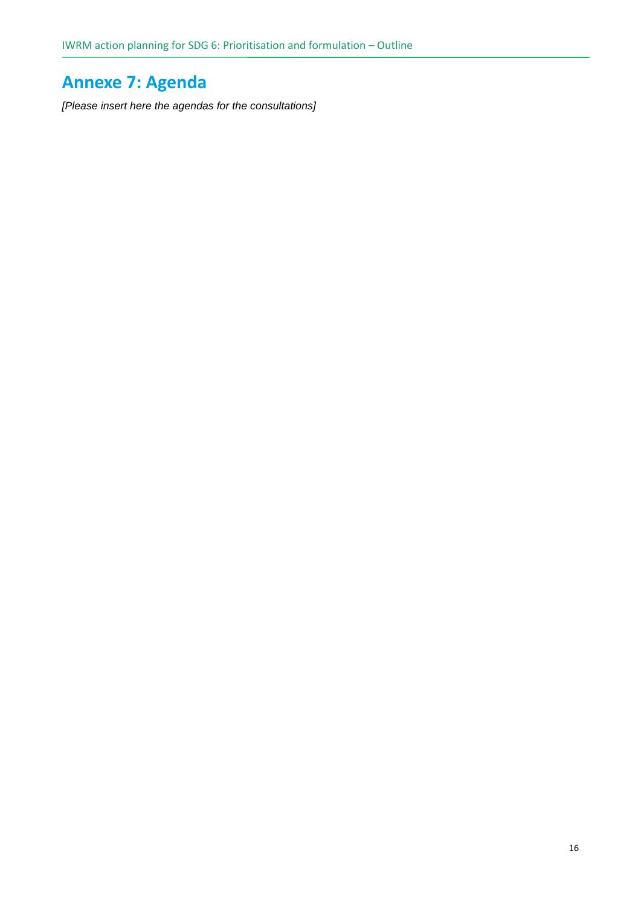# Annexe 7: Agenda

*[Please insert here the agendas for the consultations]*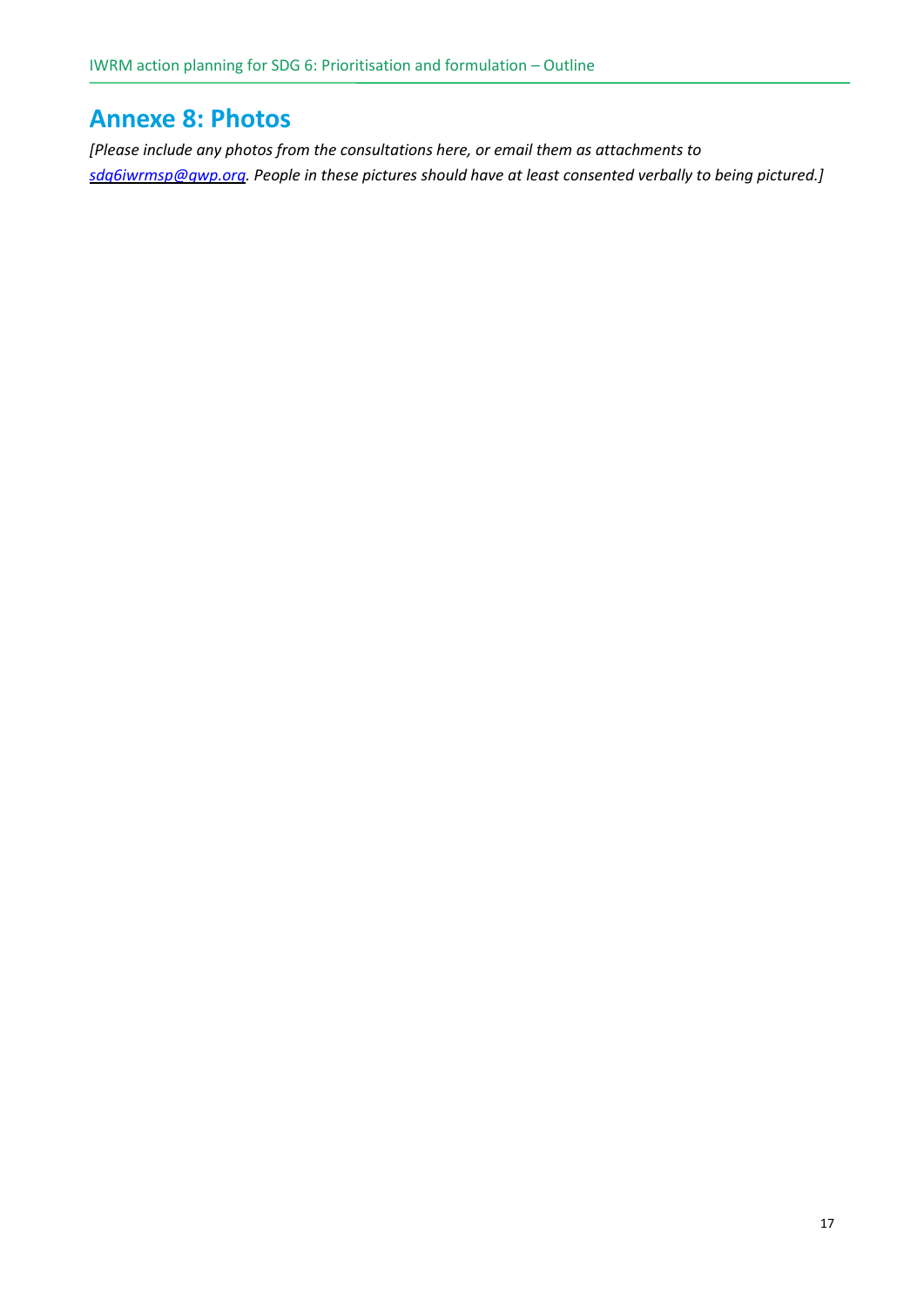# Annexe 8: Photos

*[Please include any photos from the consultations here, or email them as attachments to sdg6iwrmsp@gwp.org. People in these pictures should have at least consented verbally to being pictured.]*